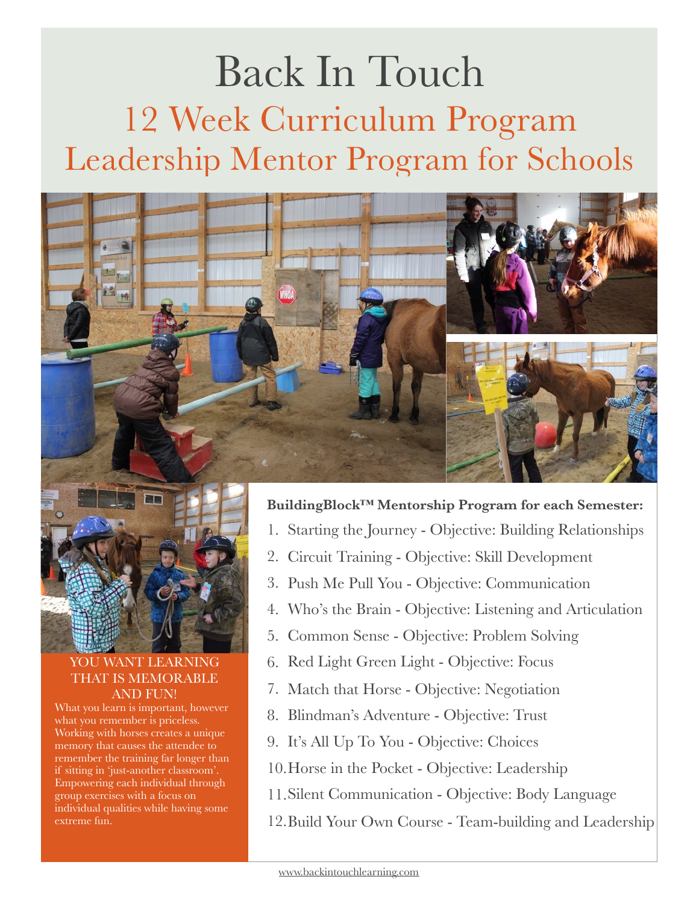# Back In Touch

## 12 Week Curriculum Program

## Leadership Mentor Program for Schools

**YOU WANT LEARNING THAT IS MEMORABLE AND FUN!**

What you learn is important, however what you remember is priceless. Working with horses creates a unique memory that causes the attendee to remember the training far longer than if sitting in 'just-another classroom'. Empowering each individual through group exercises with a focus on individual qualities while having some extreme fun.

**BuildingBlock™ Mentorship Program for each Semester:**

1. Starting the Journey - Objective: Building Relationships
2. Circuit Training - Objective: Skill Development
3. Push Me Pull You - Objective: Communication
4. Who's the Brain - Objective: Listening and Articulation
5. Common Sense - Objective: Problem Solving
6. Red Light Green Light - Objective: Focus
7. Match that Horse - Objective: Negotiation
8. Blindman's Adventure - Objective: Trust
9. It's All Up To You - Objective: Choices
10. Horse in the Pocket - Objective: Leadership
11. Silent Communication - Objective: Body Language
12. Build Your Own Course - Team-building and Leadership

www.backintouchlearning.com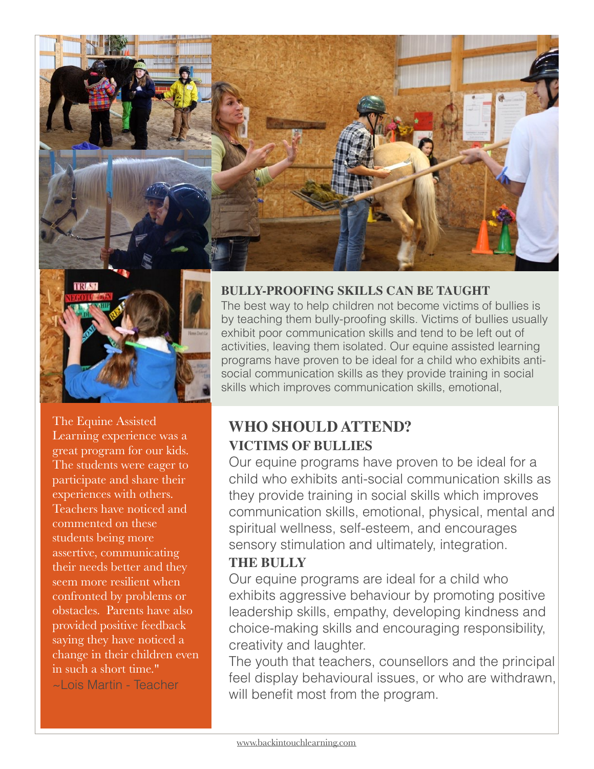## BULLY-PROOFING SKILLS CAN BE TAUGHT

The best way to help children not become victims of bullies is by teaching them bully-proofing skills. Victims of bullies usually exhibit poor communication skills and tend to be left out of activities, leaving them isolated. Our equine assisted learning programs have proven to be ideal for a child who exhibits anti-social communication skills as they provide training in social skills which improves communication skills, emotional,

> The Equine Assisted Learning experience was a great program for our kids. The students were eager to participate and share their experiences with others. Teachers have noticed and commented on these students being more assertive, communicating their needs better and they seem more resilient when confronted by problems or obstacles. Parents have also provided positive feedback saying they have noticed a change in their children even in such a short time."
>
> ~Lois Martin - Teacher

## WHO SHOULD ATTEND?

### VICTIMS OF BULLIES

Our equine programs have proven to be ideal for a child who exhibits anti-social communication skills as they provide training in social skills which improves communication skills, emotional, physical, mental and spiritual wellness, self-esteem, and encourages sensory stimulation and ultimately, integration.

### THE BULLY

Our equine programs are ideal for a child who exhibits aggressive behaviour by promoting positive leadership skills, empathy, developing kindness and choice-making skills and encouraging responsibility, creativity and laughter.

The youth that teachers, counsellors and the principal feel display behavioural issues, or who are withdrawn, will benefit most from the program.

www.backintouchlearning.com